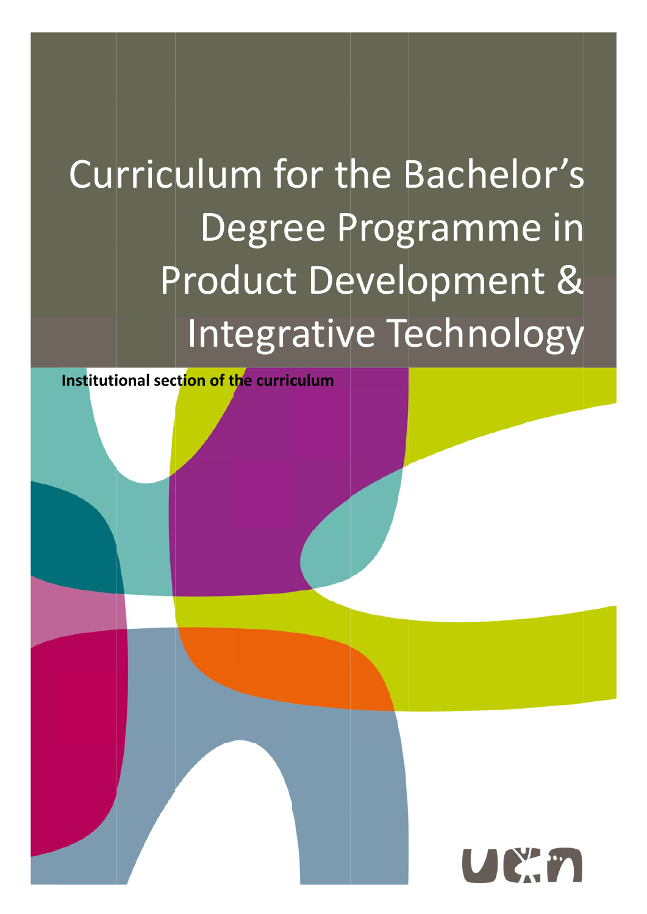# Curriculum for the Bachelor's Degree Programme in Product Development & Integrative Technology

**Institutional section of the curriculum**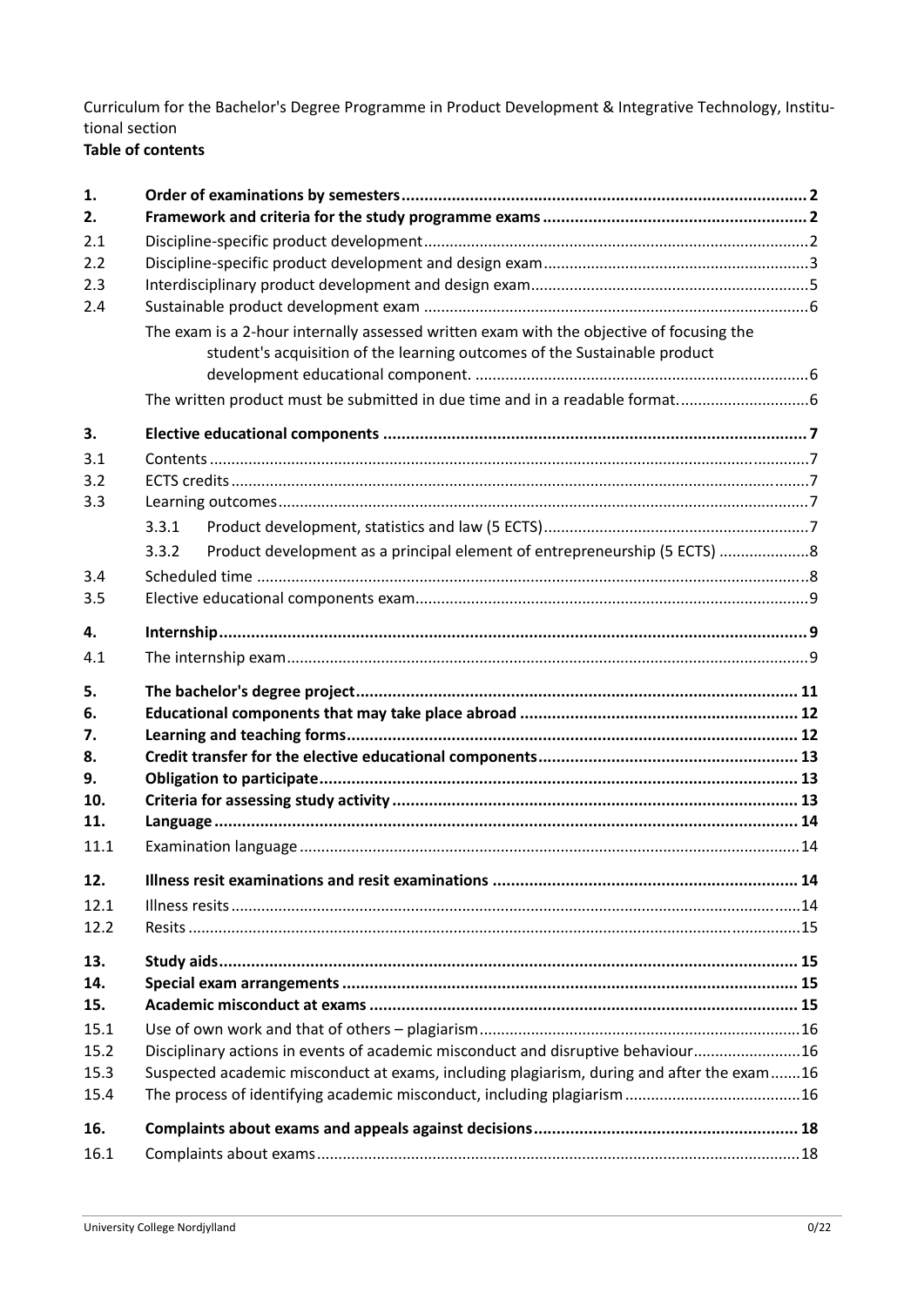Curriculum for the Bachelor's Degree Programme in Product Development & Integrative Technology, Institutional section

**Table of contents**

| | | |
|---|---|---|
| **1.** | **Order of examinations by semesters** | **2** |
| **2.** | **Framework and criteria for the study programme exams** | **2** |
| 2.1 | Discipline-specific product development | 2 |
| 2.2 | Discipline-specific product development and design exam | 3 |
| 2.3 | Interdisciplinary product development and design exam | 5 |
| 2.4 | Sustainable product development exam | 6 |
| | The exam is a 2-hour internally assessed written exam with the objective of focusing the student's acquisition of the learning outcomes of the Sustainable product development educational component. | 6 |
| | The written product must be submitted in due time and in a readable format. | 6 |
| **3.** | **Elective educational components** | **7** |
| 3.1 | Contents | 7 |
| 3.2 | ECTS credits | 7 |
| 3.3 | Learning outcomes | 7 |
| 3.3.1 | Product development, statistics and law (5 ECTS) | 7 |
| 3.3.2 | Product development as a principal element of entrepreneurship (5 ECTS) | 8 |
| 3.4 | Scheduled time | 8 |
| 3.5 | Elective educational components exam | 9 |
| **4.** | **Internship** | **9** |
| 4.1 | The internship exam | 9 |
| **5.** | **The bachelor's degree project** | **11** |
| **6.** | **Educational components that may take place abroad** | **12** |
| **7.** | **Learning and teaching forms** | **12** |
| **8.** | **Credit transfer for the elective educational components** | **13** |
| **9.** | **Obligation to participate** | **13** |
| **10.** | **Criteria for assessing study activity** | **13** |
| **11.** | **Language** | **14** |
| 11.1 | Examination language | 14 |
| **12.** | **Illness resit examinations and resit examinations** | **14** |
| 12.1 | Illness resits | 14 |
| 12.2 | Resits | 15 |
| **13.** | **Study aids** | **15** |
| **14.** | **Special exam arrangements** | **15** |
| **15.** | **Academic misconduct at exams** | **15** |
| 15.1 | Use of own work and that of others – plagiarism | 16 |
| 15.2 | Disciplinary actions in events of academic misconduct and disruptive behaviour | 16 |
| 15.3 | Suspected academic misconduct at exams, including plagiarism, during and after the exam | 16 |
| 15.4 | The process of identifying academic misconduct, including plagiarism | 16 |
| **16.** | **Complaints about exams and appeals against decisions** | **18** |
| 16.1 | Complaints about exams | 18 |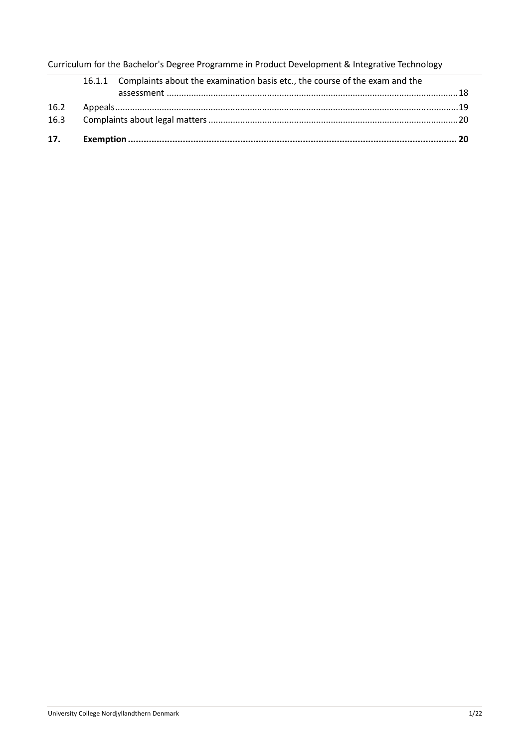16.1.1 Complaints about the examination basis etc., the course of the exam and the assessment ....................................................................................................................18

16.2 Appeals.............................................................................................................................19

16.3 Complaints about legal matters .....................................................................................20

**17. Exemption ....................................................................................................................... 20**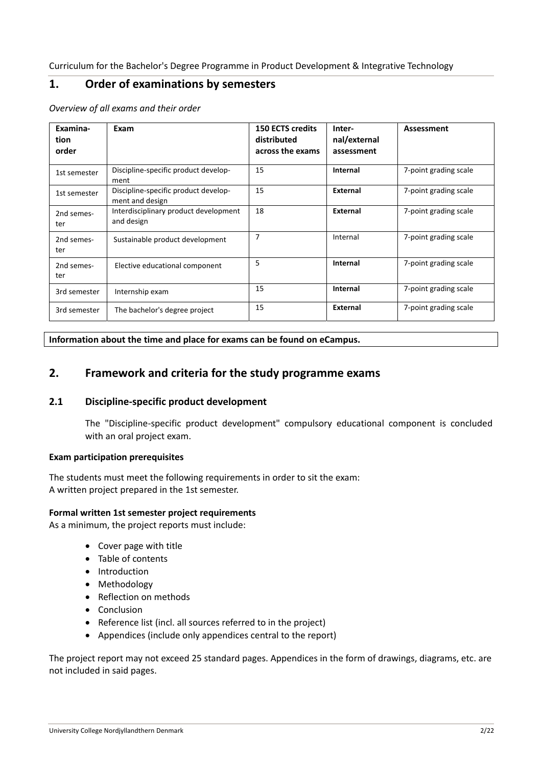## 1. Order of examinations by semesters

*Overview of all exams and their order*

| Examination order | Exam | 150 ECTS credits distributed across the exams | Internal/external assessment | Assessment |
|---|---|---|---|---|
| 1st semester | Discipline-specific product development | 15 | **Internal** | 7-point grading scale |
| 1st semester | Discipline-specific product development and design | 15 | **External** | 7-point grading scale |
| 2nd semester | Interdisciplinary product development and design | 18 | **External** | 7-point grading scale |
| 2nd semester | Sustainable product development | 7 | Internal | 7-point grading scale |
| 2nd semester | Elective educational component | 5 | **Internal** | 7-point grading scale |
| 3rd semester | Internship exam | 15 | **Internal** | 7-point grading scale |
| 3rd semester | The bachelor's degree project | 15 | **External** | 7-point grading scale |

**Information about the time and place for exams can be found on eCampus.**

## 2. Framework and criteria for the study programme exams

### 2.1 Discipline-specific product development

The "Discipline-specific product development" compulsory educational component is concluded with an oral project exam.

**Exam participation prerequisites**

The students must meet the following requirements in order to sit the exam:
A written project prepared in the 1st semester.

**Formal written 1st semester project requirements**
As a minimum, the project reports must include:

- Cover page with title
- Table of contents
- Introduction
- Methodology
- Reflection on methods
- Conclusion
- Reference list (incl. all sources referred to in the project)
- Appendices (include only appendices central to the report)

The project report may not exceed 25 standard pages. Appendices in the form of drawings, diagrams, etc. are not included in said pages.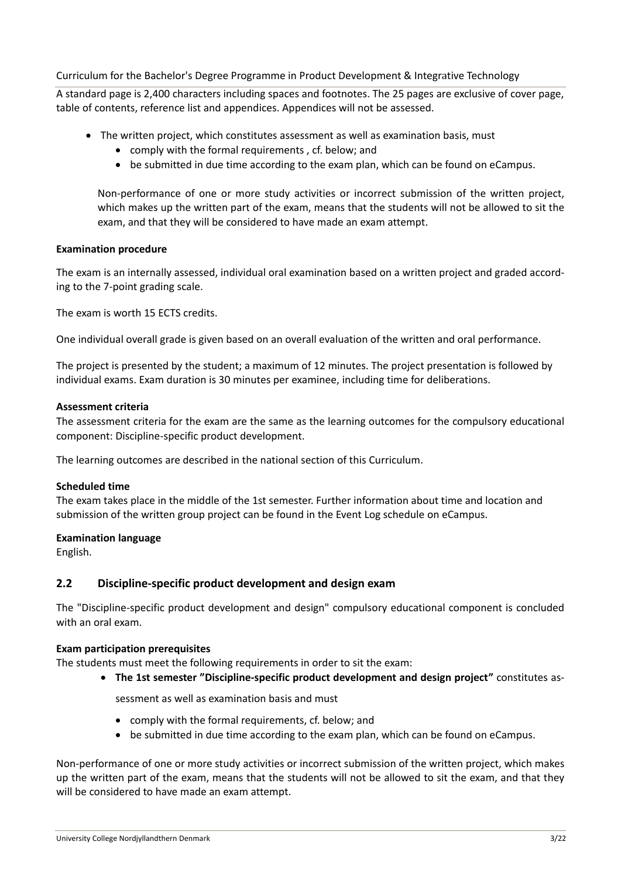A standard page is 2,400 characters including spaces and footnotes. The 25 pages are exclusive of cover page, table of contents, reference list and appendices. Appendices will not be assessed.

- The written project, which constitutes assessment as well as examination basis, must
  - comply with the formal requirements , cf. below; and
  - be submitted in due time according to the exam plan, which can be found on eCampus.

  Non-performance of one or more study activities or incorrect submission of the written project, which makes up the written part of the exam, means that the students will not be allowed to sit the exam, and that they will be considered to have made an exam attempt.

**Examination procedure**

The exam is an internally assessed, individual oral examination based on a written project and graded according to the 7-point grading scale.

The exam is worth 15 ECTS credits.

One individual overall grade is given based on an overall evaluation of the written and oral performance.

The project is presented by the student; a maximum of 12 minutes. The project presentation is followed by individual exams. Exam duration is 30 minutes per examinee, including time for deliberations.

**Assessment criteria**

The assessment criteria for the exam are the same as the learning outcomes for the compulsory educational component: Discipline-specific product development.

The learning outcomes are described in the national section of this Curriculum.

**Scheduled time**

The exam takes place in the middle of the 1st semester. Further information about time and location and submission of the written group project can be found in the Event Log schedule on eCampus.

**Examination language**

English.

## 2.2 Discipline-specific product development and design exam

The "Discipline-specific product development and design" compulsory educational component is concluded with an oral exam.

**Exam participation prerequisites**

The students must meet the following requirements in order to sit the exam:

- **The 1st semester "Discipline-specific product development and design project"** constitutes assessment as well as examination basis and must
  - comply with the formal requirements, cf. below; and
  - be submitted in due time according to the exam plan, which can be found on eCampus.

Non-performance of one or more study activities or incorrect submission of the written project, which makes up the written part of the exam, means that the students will not be allowed to sit the exam, and that they will be considered to have made an exam attempt.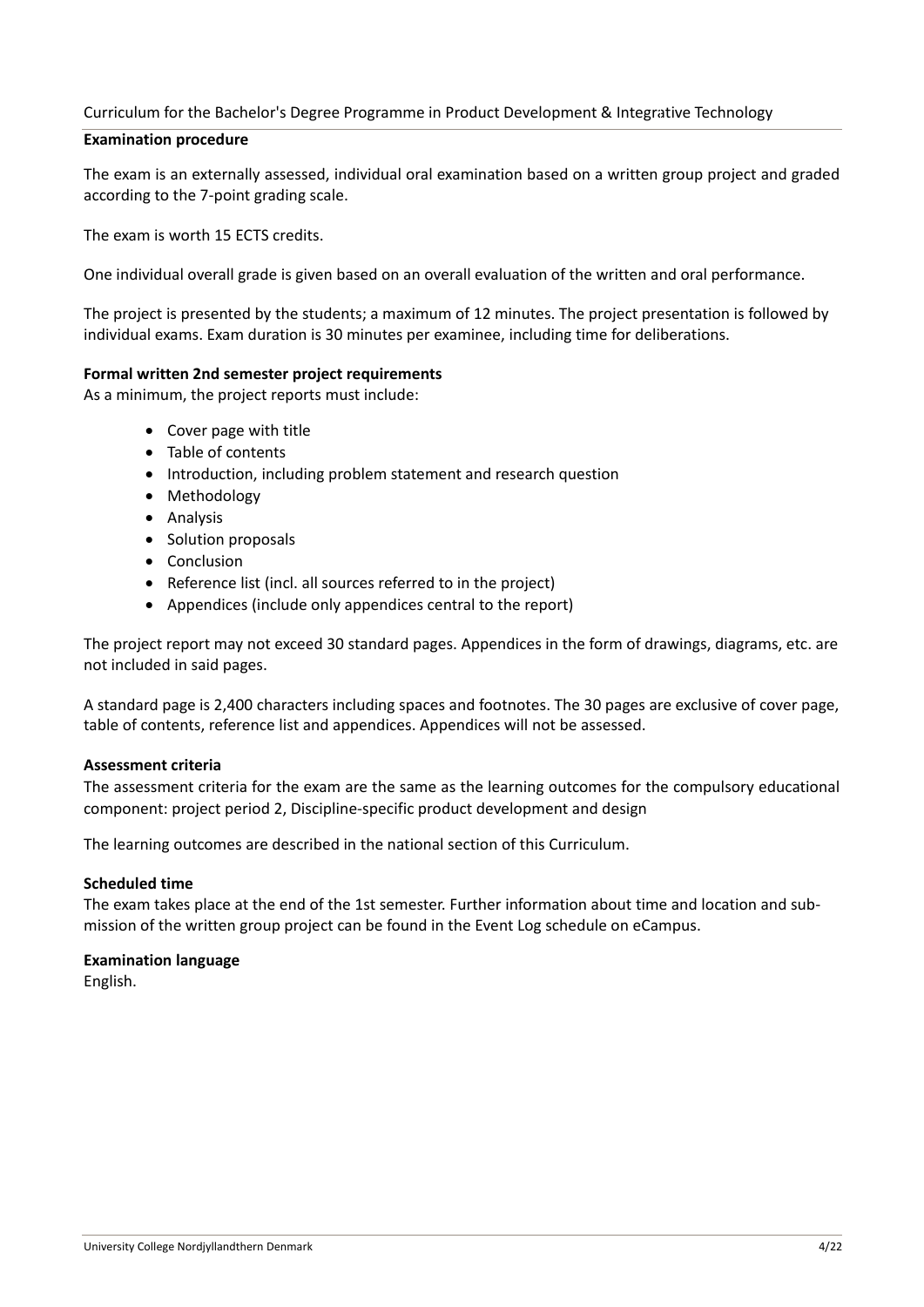**Examination procedure**

The exam is an externally assessed, individual oral examination based on a written group project and graded according to the 7-point grading scale.

The exam is worth 15 ECTS credits.

One individual overall grade is given based on an overall evaluation of the written and oral performance.

The project is presented by the students; a maximum of 12 minutes. The project presentation is followed by individual exams. Exam duration is 30 minutes per examinee, including time for deliberations.

**Formal written 2nd semester project requirements**

As a minimum, the project reports must include:

- Cover page with title
- Table of contents
- Introduction, including problem statement and research question
- Methodology
- Analysis
- Solution proposals
- Conclusion
- Reference list (incl. all sources referred to in the project)
- Appendices (include only appendices central to the report)

The project report may not exceed 30 standard pages. Appendices in the form of drawings, diagrams, etc. are not included in said pages.

A standard page is 2,400 characters including spaces and footnotes. The 30 pages are exclusive of cover page, table of contents, reference list and appendices. Appendices will not be assessed.

**Assessment criteria**

The assessment criteria for the exam are the same as the learning outcomes for the compulsory educational component: project period 2, Discipline-specific product development and design

The learning outcomes are described in the national section of this Curriculum.

**Scheduled time**

The exam takes place at the end of the 1st semester. Further information about time and location and submission of the written group project can be found in the Event Log schedule on eCampus.

**Examination language**

English.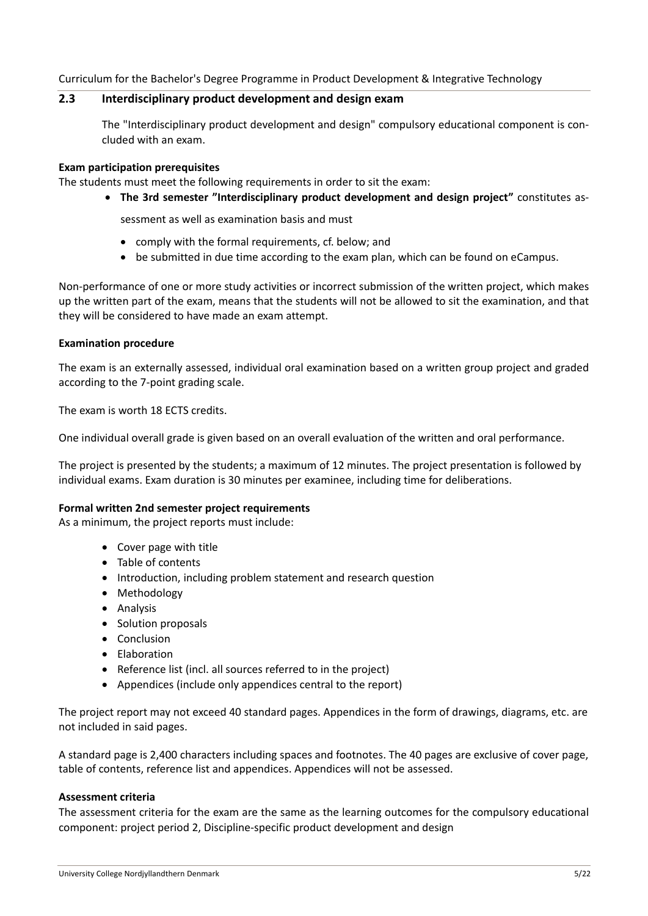## 2.3 Interdisciplinary product development and design exam

The "Interdisciplinary product development and design" compulsory educational component is concluded with an exam.

**Exam participation prerequisites**

The students must meet the following requirements in order to sit the exam:

- **The 3rd semester "Interdisciplinary product development and design project"** constitutes assessment as well as examination basis and must
  - comply with the formal requirements, cf. below; and
  - be submitted in due time according to the exam plan, which can be found on eCampus.

Non-performance of one or more study activities or incorrect submission of the written project, which makes up the written part of the exam, means that the students will not be allowed to sit the examination, and that they will be considered to have made an exam attempt.

**Examination procedure**

The exam is an externally assessed, individual oral examination based on a written group project and graded according to the 7-point grading scale.

The exam is worth 18 ECTS credits.

One individual overall grade is given based on an overall evaluation of the written and oral performance.

The project is presented by the students; a maximum of 12 minutes. The project presentation is followed by individual exams. Exam duration is 30 minutes per examinee, including time for deliberations.

**Formal written 2nd semester project requirements**

As a minimum, the project reports must include:

- Cover page with title
- Table of contents
- Introduction, including problem statement and research question
- Methodology
- Analysis
- Solution proposals
- Conclusion
- Elaboration
- Reference list (incl. all sources referred to in the project)
- Appendices (include only appendices central to the report)

The project report may not exceed 40 standard pages. Appendices in the form of drawings, diagrams, etc. are not included in said pages.

A standard page is 2,400 characters including spaces and footnotes. The 40 pages are exclusive of cover page, table of contents, reference list and appendices. Appendices will not be assessed.

**Assessment criteria**

The assessment criteria for the exam are the same as the learning outcomes for the compulsory educational component: project period 2, Discipline-specific product development and design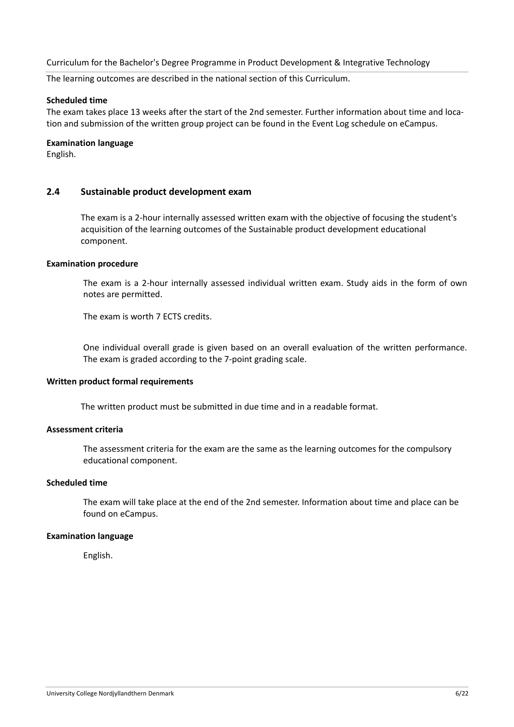The learning outcomes are described in the national section of this Curriculum.

**Scheduled time**

The exam takes place 13 weeks after the start of the 2nd semester. Further information about time and location and submission of the written group project can be found in the Event Log schedule on eCampus.

**Examination language**

English.

## 2.4 Sustainable product development exam

The exam is a 2-hour internally assessed written exam with the objective of focusing the student's acquisition of the learning outcomes of the Sustainable product development educational component.

**Examination procedure**

The exam is a 2-hour internally assessed individual written exam. Study aids in the form of own notes are permitted.

The exam is worth 7 ECTS credits.

One individual overall grade is given based on an overall evaluation of the written performance. The exam is graded according to the 7-point grading scale.

**Written product formal requirements**

The written product must be submitted in due time and in a readable format.

**Assessment criteria**

The assessment criteria for the exam are the same as the learning outcomes for the compulsory educational component.

**Scheduled time**

The exam will take place at the end of the 2nd semester. Information about time and place can be found on eCampus.

**Examination language**

English.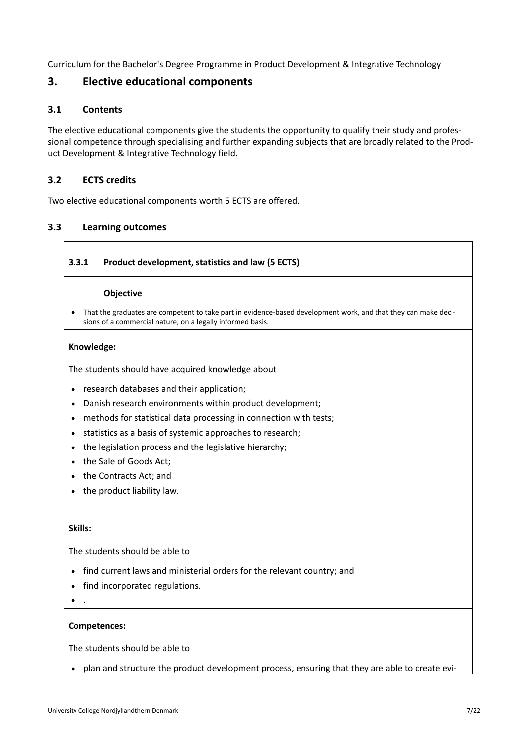# 3. Elective educational components

## 3.1 Contents

The elective educational components give the students the opportunity to qualify their study and professional competence through specialising and further expanding subjects that are broadly related to the Product Development & Integrative Technology field.

## 3.2 ECTS credits

Two elective educational components worth 5 ECTS are offered.

## 3.3 Learning outcomes

### 3.3.1 Product development, statistics and law (5 ECTS)

**Objective**

- That the graduates are competent to take part in evidence-based development work, and that they can make decisions of a commercial nature, on a legally informed basis.

**Knowledge:**

The students should have acquired knowledge about

- research databases and their application;
- Danish research environments within product development;
- methods for statistical data processing in connection with tests;
- statistics as a basis of systemic approaches to research;
- the legislation process and the legislative hierarchy;
- the Sale of Goods Act;
- the Contracts Act; and
- the product liability law.

**Skills:**

The students should be able to

- find current laws and ministerial orders for the relevant country; and
- find incorporated regulations.
- .

**Competences:**

The students should be able to

- plan and structure the product development process, ensuring that they are able to create evi-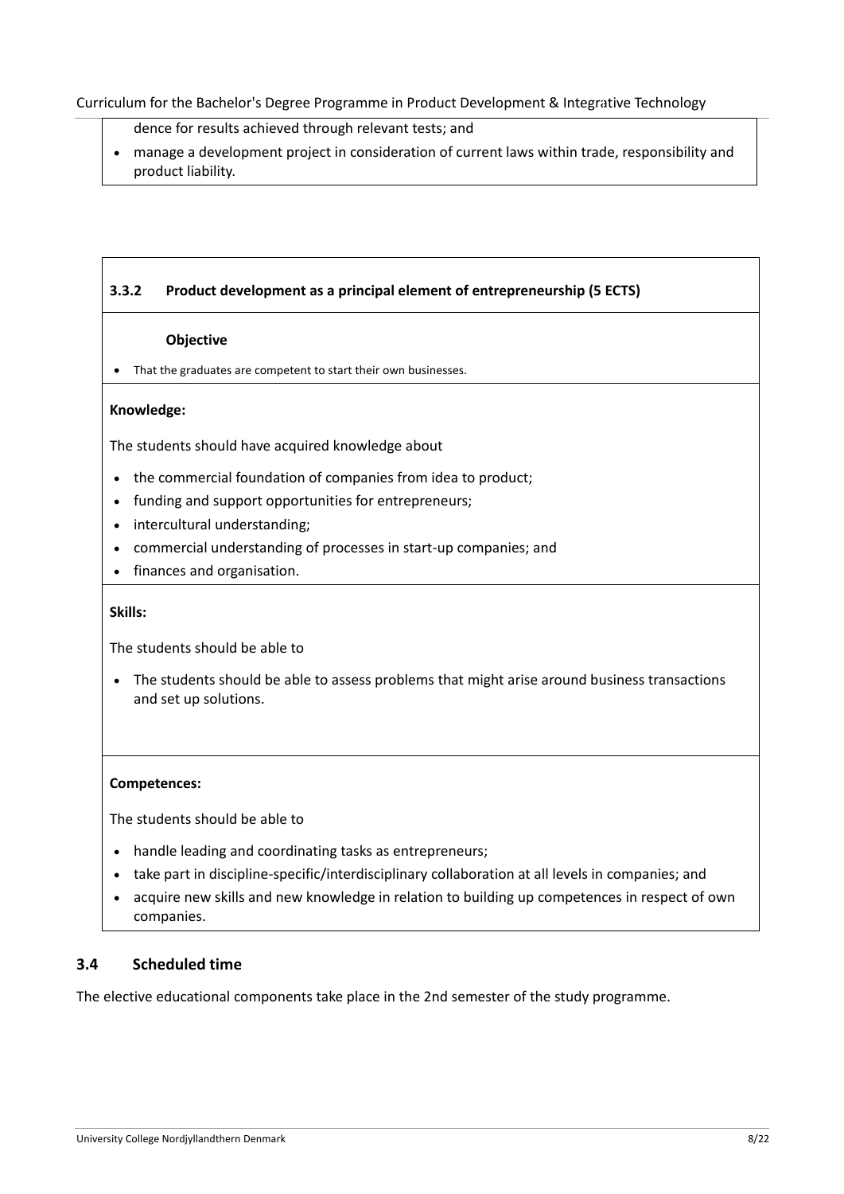dence for results achieved through relevant tests; and

- manage a development project in consideration of current laws within trade, responsibility and product liability.

### 3.3.2 Product development as a principal element of entrepreneurship (5 ECTS)

**Objective**

- That the graduates are competent to start their own businesses.

**Knowledge:**

The students should have acquired knowledge about

- the commercial foundation of companies from idea to product;
- funding and support opportunities for entrepreneurs;
- intercultural understanding;
- commercial understanding of processes in start-up companies; and
- finances and organisation.

**Skills:**

The students should be able to

- The students should be able to assess problems that might arise around business transactions and set up solutions.

**Competences:**

The students should be able to

- handle leading and coordinating tasks as entrepreneurs;
- take part in discipline-specific/interdisciplinary collaboration at all levels in companies; and
- acquire new skills and new knowledge in relation to building up competences in respect of own companies.

## 3.4 Scheduled time

The elective educational components take place in the 2nd semester of the study programme.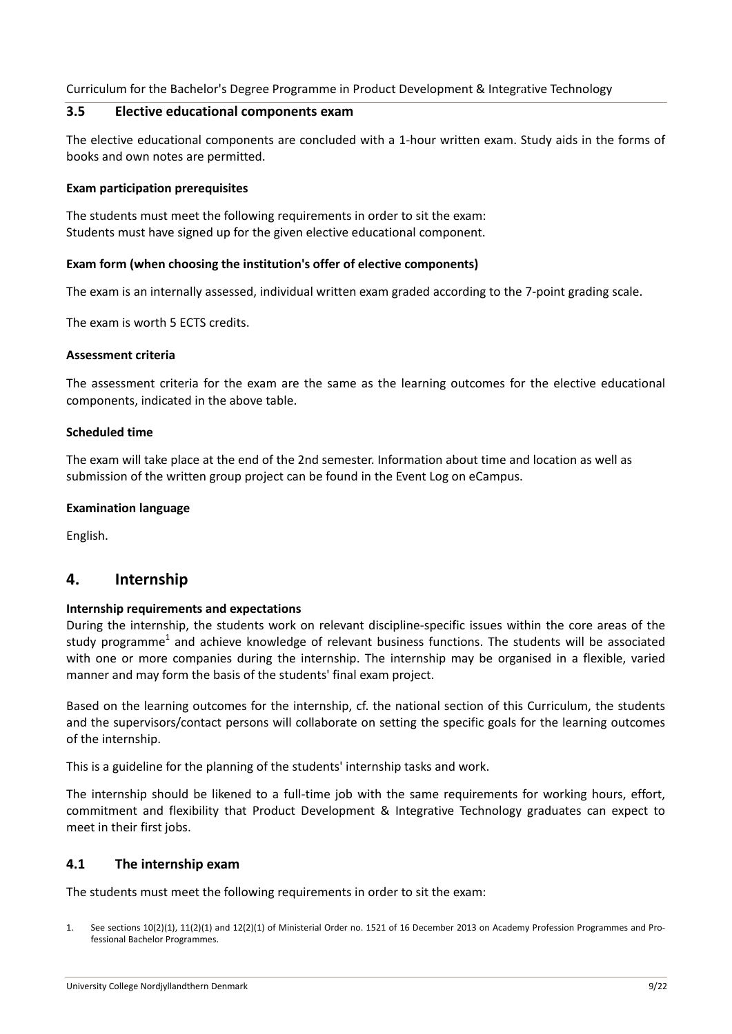### 3.5 Elective educational components exam

The elective educational components are concluded with a 1-hour written exam. Study aids in the forms of books and own notes are permitted.

**Exam participation prerequisites**

The students must meet the following requirements in order to sit the exam:
Students must have signed up for the given elective educational component.

**Exam form (when choosing the institution's offer of elective components)**

The exam is an internally assessed, individual written exam graded according to the 7-point grading scale.

The exam is worth 5 ECTS credits.

**Assessment criteria**

The assessment criteria for the exam are the same as the learning outcomes for the elective educational components, indicated in the above table.

**Scheduled time**

The exam will take place at the end of the 2nd semester. Information about time and location as well as submission of the written group project can be found in the Event Log on eCampus.

**Examination language**

English.

## 4. Internship

**Internship requirements and expectations**

During the internship, the students work on relevant discipline-specific issues within the core areas of the study programme[1] and achieve knowledge of relevant business functions. The students will be associated with one or more companies during the internship. The internship may be organised in a flexible, varied manner and may form the basis of the students' final exam project.

Based on the learning outcomes for the internship, cf. the national section of this Curriculum, the students and the supervisors/contact persons will collaborate on setting the specific goals for the learning outcomes of the internship.

This is a guideline for the planning of the students' internship tasks and work.

The internship should be likened to a full-time job with the same requirements for working hours, effort, commitment and flexibility that Product Development & Integrative Technology graduates can expect to meet in their first jobs.

### 4.1 The internship exam

The students must meet the following requirements in order to sit the exam:

1. See sections 10(2)(1), 11(2)(1) and 12(2)(1) of Ministerial Order no. 1521 of 16 December 2013 on Academy Profession Programmes and Professional Bachelor Programmes.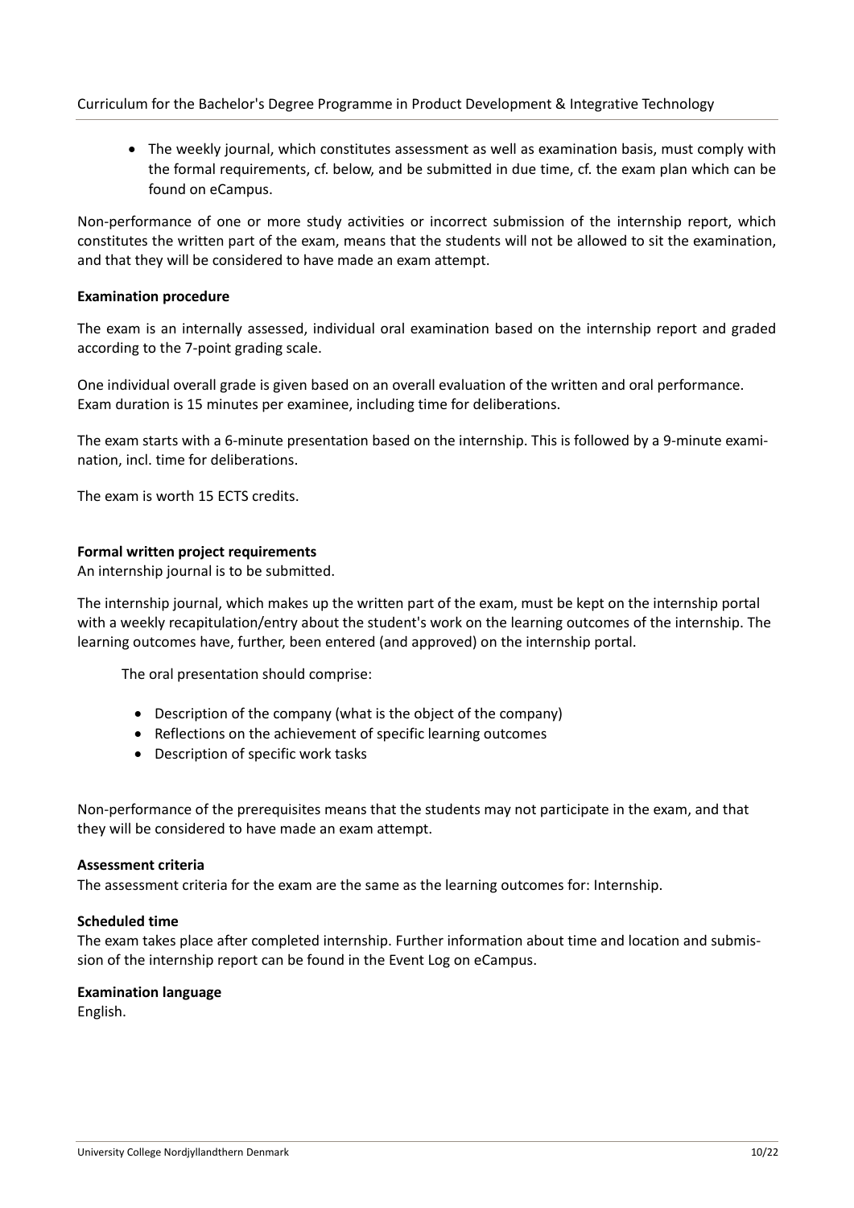- The weekly journal, which constitutes assessment as well as examination basis, must comply with the formal requirements, cf. below, and be submitted in due time, cf. the exam plan which can be found on eCampus.

Non-performance of one or more study activities or incorrect submission of the internship report, which constitutes the written part of the exam, means that the students will not be allowed to sit the examination, and that they will be considered to have made an exam attempt.

**Examination procedure**

The exam is an internally assessed, individual oral examination based on the internship report and graded according to the 7-point grading scale.

One individual overall grade is given based on an overall evaluation of the written and oral performance. Exam duration is 15 minutes per examinee, including time for deliberations.

The exam starts with a 6-minute presentation based on the internship. This is followed by a 9-minute examination, incl. time for deliberations.

The exam is worth 15 ECTS credits.

**Formal written project requirements**

An internship journal is to be submitted.

The internship journal, which makes up the written part of the exam, must be kept on the internship portal with a weekly recapitulation/entry about the student's work on the learning outcomes of the internship. The learning outcomes have, further, been entered (and approved) on the internship portal.

The oral presentation should comprise:

- Description of the company (what is the object of the company)
- Reflections on the achievement of specific learning outcomes
- Description of specific work tasks

Non-performance of the prerequisites means that the students may not participate in the exam, and that they will be considered to have made an exam attempt.

**Assessment criteria**

The assessment criteria for the exam are the same as the learning outcomes for: Internship.

**Scheduled time**

The exam takes place after completed internship. Further information about time and location and submission of the internship report can be found in the Event Log on eCampus.

**Examination language**

English.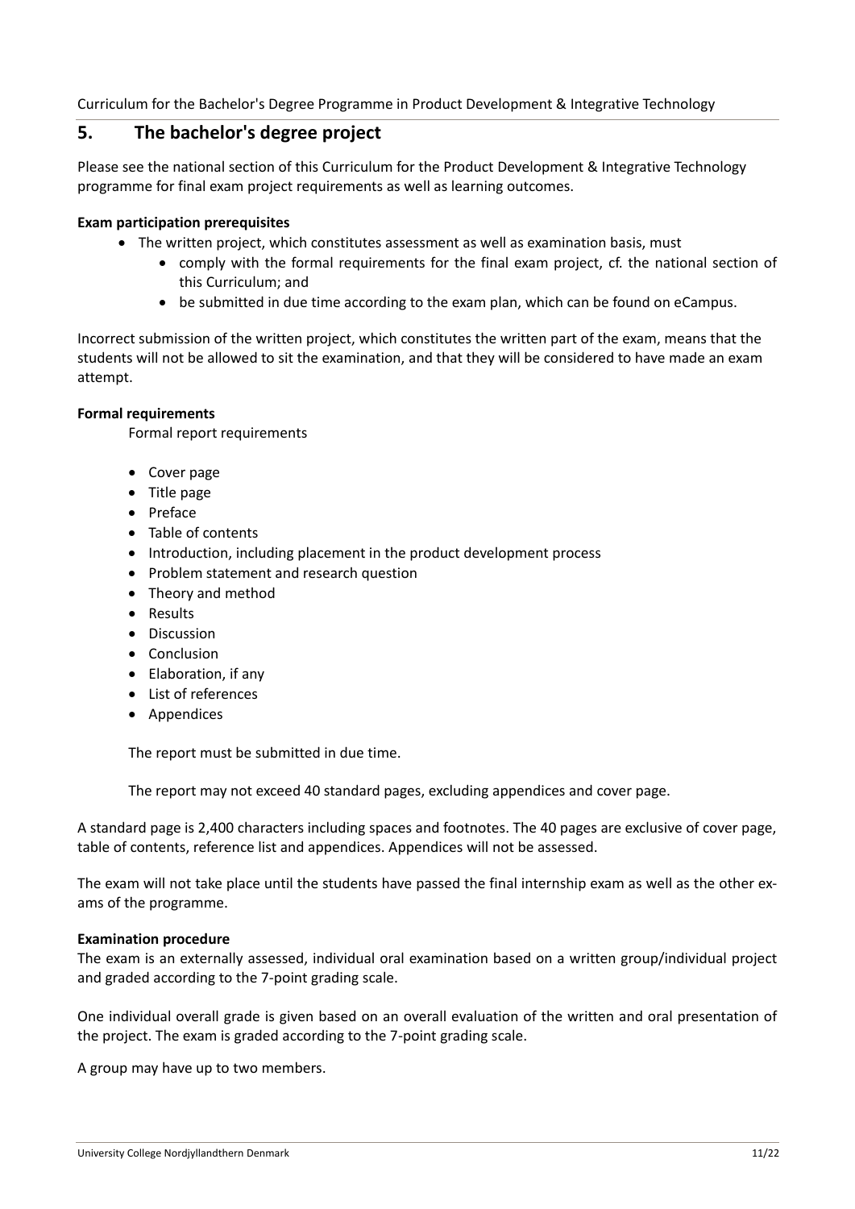## 5. The bachelor's degree project

Please see the national section of this Curriculum for the Product Development & Integrative Technology programme for final exam project requirements as well as learning outcomes.

**Exam participation prerequisites**

- The written project, which constitutes assessment as well as examination basis, must
  - comply with the formal requirements for the final exam project, cf. the national section of this Curriculum; and
  - be submitted in due time according to the exam plan, which can be found on eCampus.

Incorrect submission of the written project, which constitutes the written part of the exam, means that the students will not be allowed to sit the examination, and that they will be considered to have made an exam attempt.

**Formal requirements**

Formal report requirements

- Cover page
- Title page
- Preface
- Table of contents
- Introduction, including placement in the product development process
- Problem statement and research question
- Theory and method
- Results
- Discussion
- Conclusion
- Elaboration, if any
- List of references
- Appendices

The report must be submitted in due time.

The report may not exceed 40 standard pages, excluding appendices and cover page.

A standard page is 2,400 characters including spaces and footnotes. The 40 pages are exclusive of cover page, table of contents, reference list and appendices. Appendices will not be assessed.

The exam will not take place until the students have passed the final internship exam as well as the other exams of the programme.

**Examination procedure**

The exam is an externally assessed, individual oral examination based on a written group/individual project and graded according to the 7-point grading scale.

One individual overall grade is given based on an overall evaluation of the written and oral presentation of the project. The exam is graded according to the 7-point grading scale.

A group may have up to two members.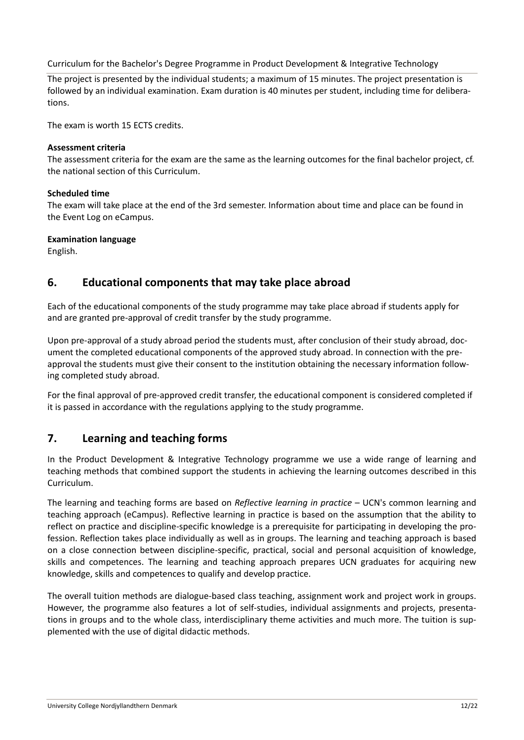The project is presented by the individual students; a maximum of 15 minutes. The project presentation is followed by an individual examination. Exam duration is 40 minutes per student, including time for deliberations.

The exam is worth 15 ECTS credits.

**Assessment criteria**
The assessment criteria for the exam are the same as the learning outcomes for the final bachelor project, cf. the national section of this Curriculum.

**Scheduled time**
The exam will take place at the end of the 3rd semester. Information about time and place can be found in the Event Log on eCampus.

**Examination language**
English.

## 6. Educational components that may take place abroad

Each of the educational components of the study programme may take place abroad if students apply for and are granted pre-approval of credit transfer by the study programme.

Upon pre-approval of a study abroad period the students must, after conclusion of their study abroad, document the completed educational components of the approved study abroad. In connection with the pre-approval the students must give their consent to the institution obtaining the necessary information following completed study abroad.

For the final approval of pre-approved credit transfer, the educational component is considered completed if it is passed in accordance with the regulations applying to the study programme.

## 7. Learning and teaching forms

In the Product Development & Integrative Technology programme we use a wide range of learning and teaching methods that combined support the students in achieving the learning outcomes described in this Curriculum.

The learning and teaching forms are based on *Reflective learning in practice* – UCN's common learning and teaching approach (eCampus). Reflective learning in practice is based on the assumption that the ability to reflect on practice and discipline-specific knowledge is a prerequisite for participating in developing the profession. Reflection takes place individually as well as in groups. The learning and teaching approach is based on a close connection between discipline-specific, practical, social and personal acquisition of knowledge, skills and competences. The learning and teaching approach prepares UCN graduates for acquiring new knowledge, skills and competences to qualify and develop practice.

The overall tuition methods are dialogue-based class teaching, assignment work and project work in groups. However, the programme also features a lot of self-studies, individual assignments and projects, presentations in groups and to the whole class, interdisciplinary theme activities and much more. The tuition is supplemented with the use of digital didactic methods.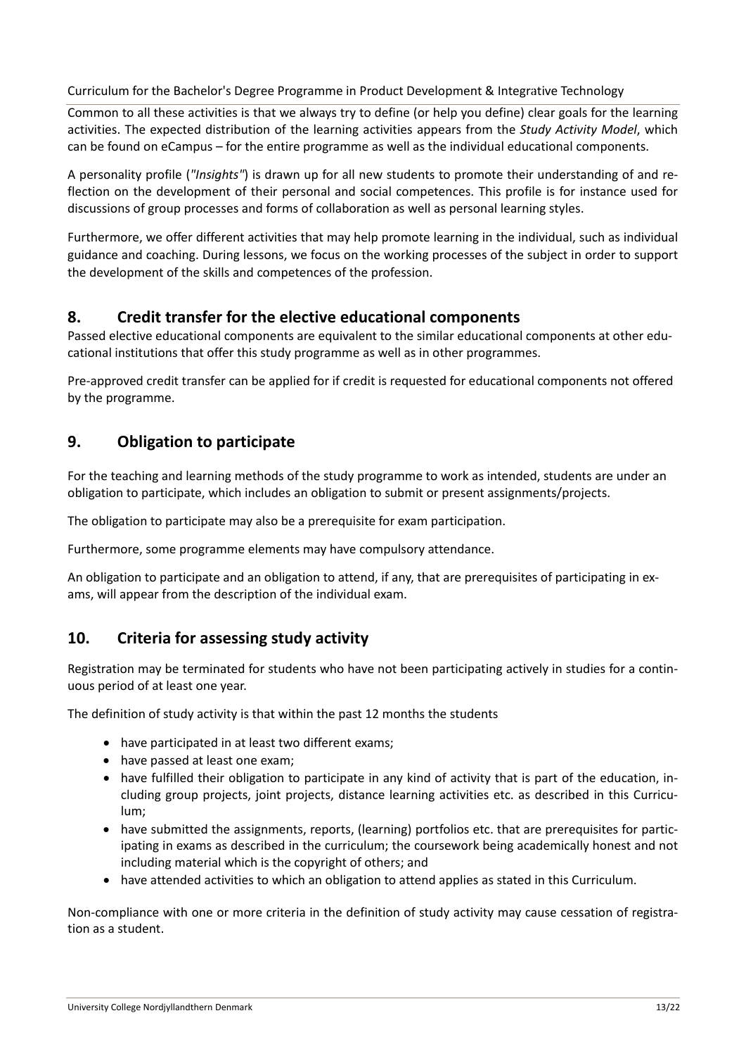Common to all these activities is that we always try to define (or help you define) clear goals for the learning activities. The expected distribution of the learning activities appears from the *Study Activity Model*, which can be found on eCampus – for the entire programme as well as the individual educational components.

A personality profile (*"Insights"*) is drawn up for all new students to promote their understanding of and reflection on the development of their personal and social competences. This profile is for instance used for discussions of group processes and forms of collaboration as well as personal learning styles.

Furthermore, we offer different activities that may help promote learning in the individual, such as individual guidance and coaching. During lessons, we focus on the working processes of the subject in order to support the development of the skills and competences of the profession.

## 8. Credit transfer for the elective educational components

Passed elective educational components are equivalent to the similar educational components at other educational institutions that offer this study programme as well as in other programmes.

Pre-approved credit transfer can be applied for if credit is requested for educational components not offered by the programme.

## 9. Obligation to participate

For the teaching and learning methods of the study programme to work as intended, students are under an obligation to participate, which includes an obligation to submit or present assignments/projects.

The obligation to participate may also be a prerequisite for exam participation.

Furthermore, some programme elements may have compulsory attendance.

An obligation to participate and an obligation to attend, if any, that are prerequisites of participating in exams, will appear from the description of the individual exam.

## 10. Criteria for assessing study activity

Registration may be terminated for students who have not been participating actively in studies for a continuous period of at least one year.

The definition of study activity is that within the past 12 months the students

- have participated in at least two different exams;
- have passed at least one exam;
- have fulfilled their obligation to participate in any kind of activity that is part of the education, including group projects, joint projects, distance learning activities etc. as described in this Curriculum;
- have submitted the assignments, reports, (learning) portfolios etc. that are prerequisites for participating in exams as described in the curriculum; the coursework being academically honest and not including material which is the copyright of others; and
- have attended activities to which an obligation to attend applies as stated in this Curriculum.

Non-compliance with one or more criteria in the definition of study activity may cause cessation of registration as a student.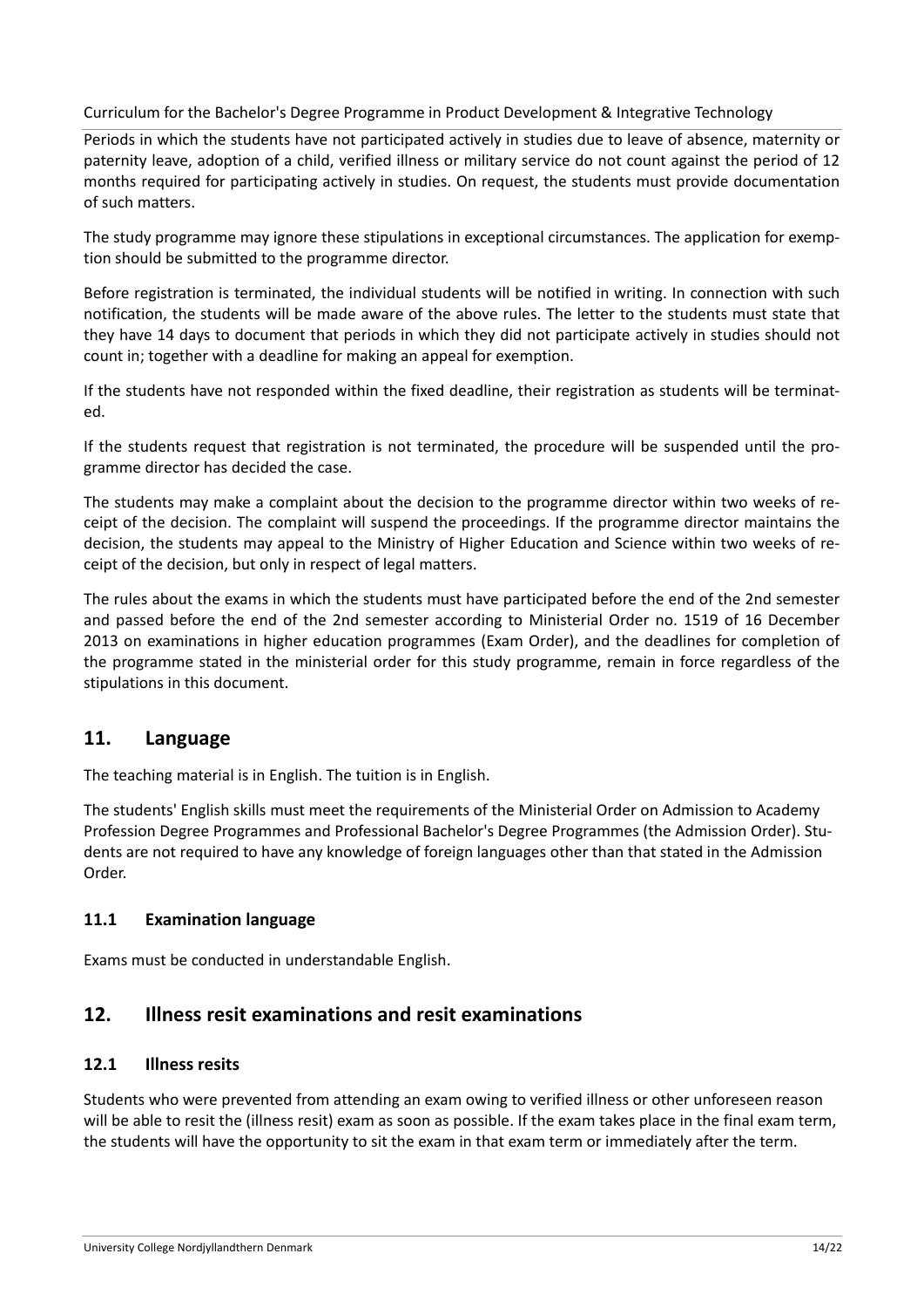Periods in which the students have not participated actively in studies due to leave of absence, maternity or paternity leave, adoption of a child, verified illness or military service do not count against the period of 12 months required for participating actively in studies. On request, the students must provide documentation of such matters.

The study programme may ignore these stipulations in exceptional circumstances. The application for exemption should be submitted to the programme director.

Before registration is terminated, the individual students will be notified in writing. In connection with such notification, the students will be made aware of the above rules. The letter to the students must state that they have 14 days to document that periods in which they did not participate actively in studies should not count in; together with a deadline for making an appeal for exemption.

If the students have not responded within the fixed deadline, their registration as students will be terminated.

If the students request that registration is not terminated, the procedure will be suspended until the programme director has decided the case.

The students may make a complaint about the decision to the programme director within two weeks of receipt of the decision. The complaint will suspend the proceedings. If the programme director maintains the decision, the students may appeal to the Ministry of Higher Education and Science within two weeks of receipt of the decision, but only in respect of legal matters.

The rules about the exams in which the students must have participated before the end of the 2nd semester and passed before the end of the 2nd semester according to Ministerial Order no. 1519 of 16 December 2013 on examinations in higher education programmes (Exam Order), and the deadlines for completion of the programme stated in the ministerial order for this study programme, remain in force regardless of the stipulations in this document.

## 11. Language

The teaching material is in English. The tuition is in English.

The students' English skills must meet the requirements of the Ministerial Order on Admission to Academy Profession Degree Programmes and Professional Bachelor's Degree Programmes (the Admission Order). Students are not required to have any knowledge of foreign languages other than that stated in the Admission Order.

### 11.1 Examination language

Exams must be conducted in understandable English.

## 12. Illness resit examinations and resit examinations

### 12.1 Illness resits

Students who were prevented from attending an exam owing to verified illness or other unforeseen reason will be able to resit the (illness resit) exam as soon as possible. If the exam takes place in the final exam term, the students will have the opportunity to sit the exam in that exam term or immediately after the term.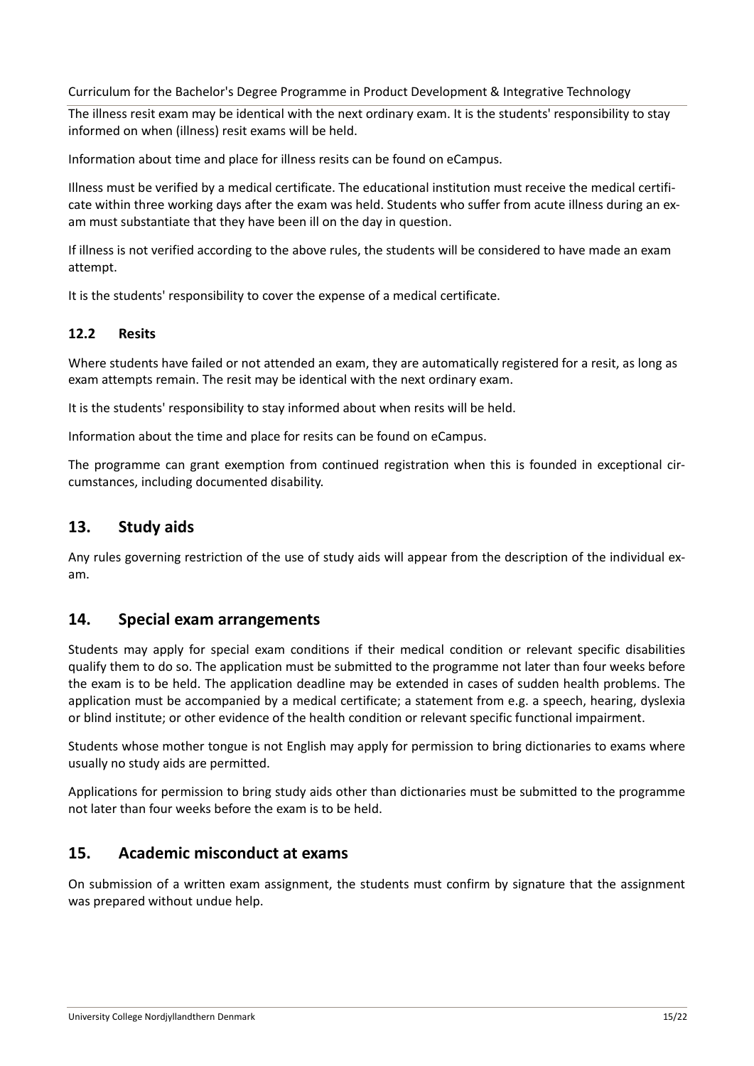The illness resit exam may be identical with the next ordinary exam. It is the students' responsibility to stay informed on when (illness) resit exams will be held.

Information about time and place for illness resits can be found on eCampus.

Illness must be verified by a medical certificate. The educational institution must receive the medical certificate within three working days after the exam was held. Students who suffer from acute illness during an exam must substantiate that they have been ill on the day in question.

If illness is not verified according to the above rules, the students will be considered to have made an exam attempt.

It is the students' responsibility to cover the expense of a medical certificate.

### 12.2 Resits

Where students have failed or not attended an exam, they are automatically registered for a resit, as long as exam attempts remain. The resit may be identical with the next ordinary exam.

It is the students' responsibility to stay informed about when resits will be held.

Information about the time and place for resits can be found on eCampus.

The programme can grant exemption from continued registration when this is founded in exceptional circumstances, including documented disability.

## 13. Study aids

Any rules governing restriction of the use of study aids will appear from the description of the individual exam.

## 14. Special exam arrangements

Students may apply for special exam conditions if their medical condition or relevant specific disabilities qualify them to do so. The application must be submitted to the programme not later than four weeks before the exam is to be held. The application deadline may be extended in cases of sudden health problems. The application must be accompanied by a medical certificate; a statement from e.g. a speech, hearing, dyslexia or blind institute; or other evidence of the health condition or relevant specific functional impairment.

Students whose mother tongue is not English may apply for permission to bring dictionaries to exams where usually no study aids are permitted.

Applications for permission to bring study aids other than dictionaries must be submitted to the programme not later than four weeks before the exam is to be held.

## 15. Academic misconduct at exams

On submission of a written exam assignment, the students must confirm by signature that the assignment was prepared without undue help.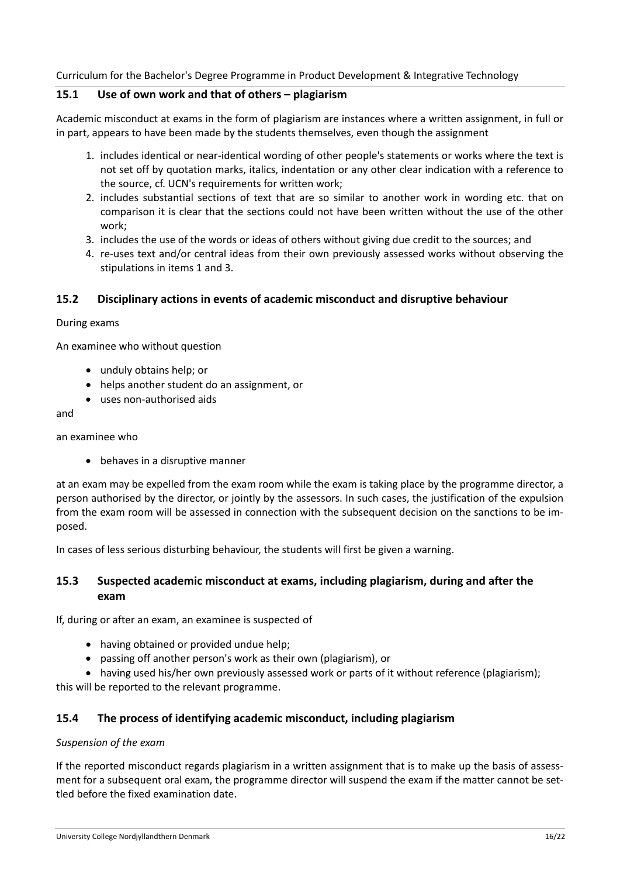## 15.1 Use of own work and that of others – plagiarism

Academic misconduct at exams in the form of plagiarism are instances where a written assignment, in full or in part, appears to have been made by the students themselves, even though the assignment

1. includes identical or near-identical wording of other people's statements or works where the text is not set off by quotation marks, italics, indentation or any other clear indication with a reference to the source, cf. UCN's requirements for written work;
2. includes substantial sections of text that are so similar to another work in wording etc. that on comparison it is clear that the sections could not have been written without the use of the other work;
3. includes the use of the words or ideas of others without giving due credit to the sources; and
4. re-uses text and/or central ideas from their own previously assessed works without observing the stipulations in items 1 and 3.

## 15.2 Disciplinary actions in events of academic misconduct and disruptive behaviour

During exams

An examinee who without question

- unduly obtains help; or
- helps another student do an assignment, or
- uses non-authorised aids

and

an examinee who

- behaves in a disruptive manner

at an exam may be expelled from the exam room while the exam is taking place by the programme director, a person authorised by the director, or jointly by the assessors. In such cases, the justification of the expulsion from the exam room will be assessed in connection with the subsequent decision on the sanctions to be imposed.

In cases of less serious disturbing behaviour, the students will first be given a warning.

## 15.3 Suspected academic misconduct at exams, including plagiarism, during and after the exam

If, during or after an exam, an examinee is suspected of

- having obtained or provided undue help;
- passing off another person's work as their own (plagiarism), or
- having used his/her own previously assessed work or parts of it without reference (plagiarism);

this will be reported to the relevant programme.

## 15.4 The process of identifying academic misconduct, including plagiarism

*Suspension of the exam*

If the reported misconduct regards plagiarism in a written assignment that is to make up the basis of assessment for a subsequent oral exam, the programme director will suspend the exam if the matter cannot be settled before the fixed examination date.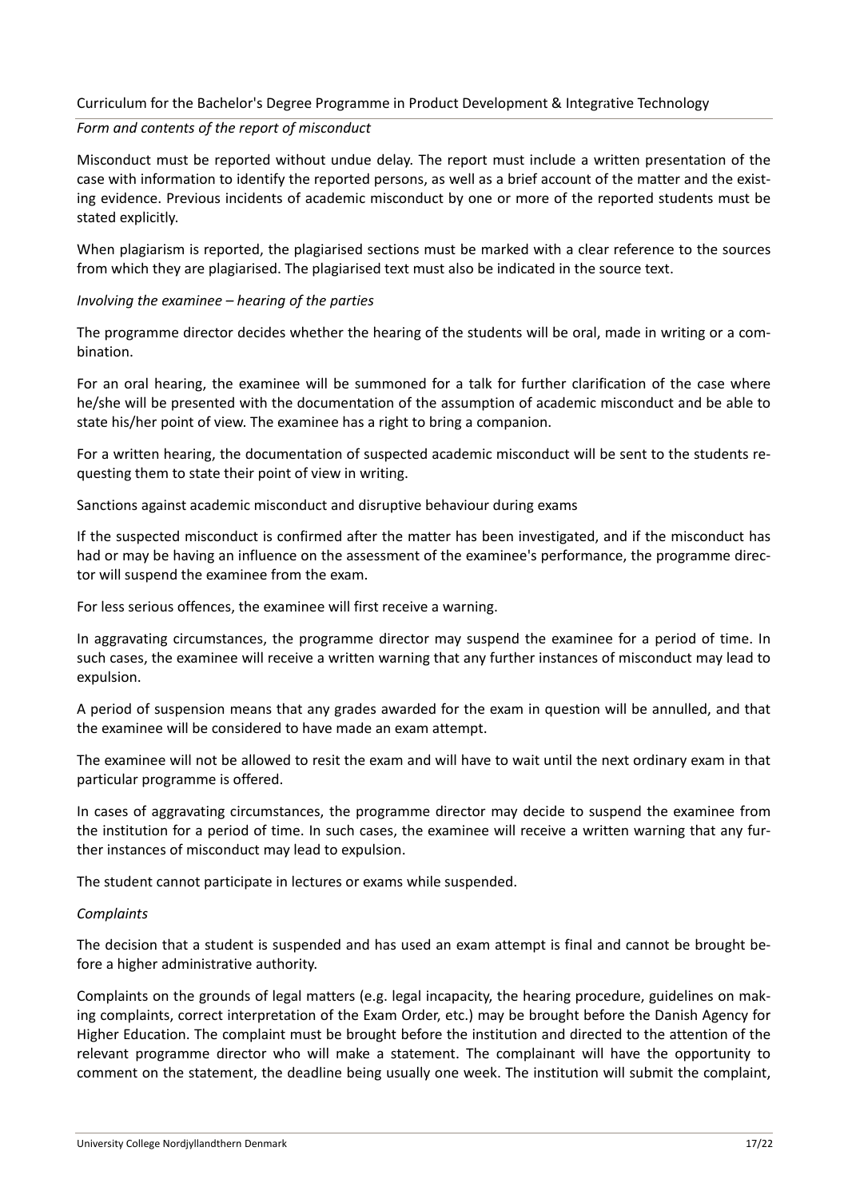*Form and contents of the report of misconduct*

Misconduct must be reported without undue delay. The report must include a written presentation of the case with information to identify the reported persons, as well as a brief account of the matter and the existing evidence. Previous incidents of academic misconduct by one or more of the reported students must be stated explicitly.

When plagiarism is reported, the plagiarised sections must be marked with a clear reference to the sources from which they are plagiarised. The plagiarised text must also be indicated in the source text.

*Involving the examinee – hearing of the parties*

The programme director decides whether the hearing of the students will be oral, made in writing or a combination.

For an oral hearing, the examinee will be summoned for a talk for further clarification of the case where he/she will be presented with the documentation of the assumption of academic misconduct and be able to state his/her point of view. The examinee has a right to bring a companion.

For a written hearing, the documentation of suspected academic misconduct will be sent to the students requesting them to state their point of view in writing.

Sanctions against academic misconduct and disruptive behaviour during exams

If the suspected misconduct is confirmed after the matter has been investigated, and if the misconduct has had or may be having an influence on the assessment of the examinee's performance, the programme director will suspend the examinee from the exam.

For less serious offences, the examinee will first receive a warning.

In aggravating circumstances, the programme director may suspend the examinee for a period of time. In such cases, the examinee will receive a written warning that any further instances of misconduct may lead to expulsion.

A period of suspension means that any grades awarded for the exam in question will be annulled, and that the examinee will be considered to have made an exam attempt.

The examinee will not be allowed to resit the exam and will have to wait until the next ordinary exam in that particular programme is offered.

In cases of aggravating circumstances, the programme director may decide to suspend the examinee from the institution for a period of time. In such cases, the examinee will receive a written warning that any further instances of misconduct may lead to expulsion.

The student cannot participate in lectures or exams while suspended.

*Complaints*

The decision that a student is suspended and has used an exam attempt is final and cannot be brought before a higher administrative authority.

Complaints on the grounds of legal matters (e.g. legal incapacity, the hearing procedure, guidelines on making complaints, correct interpretation of the Exam Order, etc.) may be brought before the Danish Agency for Higher Education. The complaint must be brought before the institution and directed to the attention of the relevant programme director who will make a statement. The complainant will have the opportunity to comment on the statement, the deadline being usually one week. The institution will submit the complaint,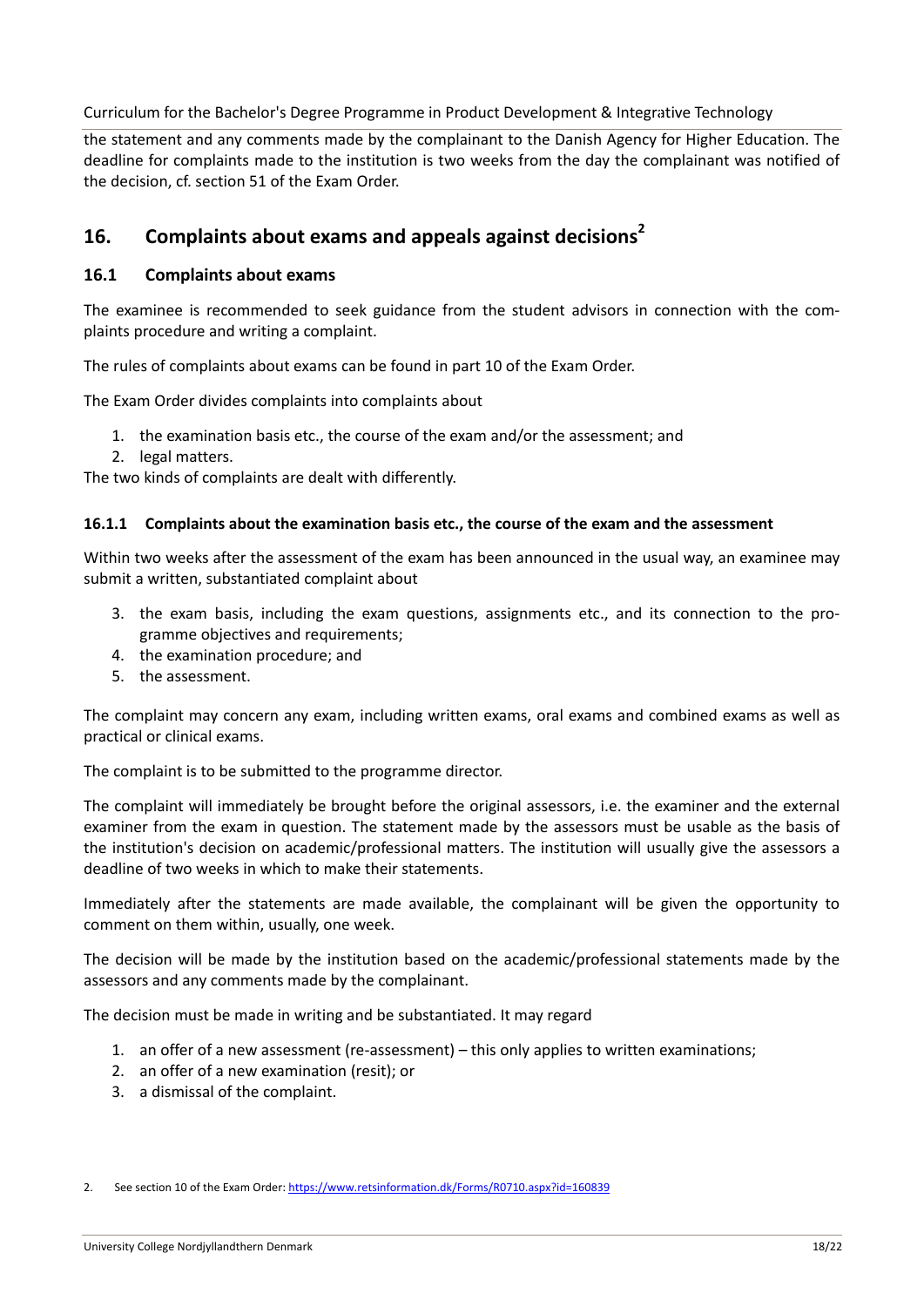the statement and any comments made by the complainant to the Danish Agency for Higher Education. The deadline for complaints made to the institution is two weeks from the day the complainant was notified of the decision, cf. section 51 of the Exam Order.

## 16. Complaints about exams and appeals against decisions[2]

### 16.1 Complaints about exams

The examinee is recommended to seek guidance from the student advisors in connection with the complaints procedure and writing a complaint.

The rules of complaints about exams can be found in part 10 of the Exam Order.

The Exam Order divides complaints into complaints about

1. the examination basis etc., the course of the exam and/or the assessment; and
2. legal matters.

The two kinds of complaints are dealt with differently.

#### 16.1.1 Complaints about the examination basis etc., the course of the exam and the assessment

Within two weeks after the assessment of the exam has been announced in the usual way, an examinee may submit a written, substantiated complaint about

3. the exam basis, including the exam questions, assignments etc., and its connection to the programme objectives and requirements;
4. the examination procedure; and
5. the assessment.

The complaint may concern any exam, including written exams, oral exams and combined exams as well as practical or clinical exams.

The complaint is to be submitted to the programme director.

The complaint will immediately be brought before the original assessors, i.e. the examiner and the external examiner from the exam in question. The statement made by the assessors must be usable as the basis of the institution's decision on academic/professional matters. The institution will usually give the assessors a deadline of two weeks in which to make their statements.

Immediately after the statements are made available, the complainant will be given the opportunity to comment on them within, usually, one week.

The decision will be made by the institution based on the academic/professional statements made by the assessors and any comments made by the complainant.

The decision must be made in writing and be substantiated. It may regard

1. an offer of a new assessment (re-assessment) – this only applies to written examinations;
2. an offer of a new examination (resit); or
3. a dismissal of the complaint.

---

2. See section 10 of the Exam Order: https://www.retsinformation.dk/Forms/R0710.aspx?id=160839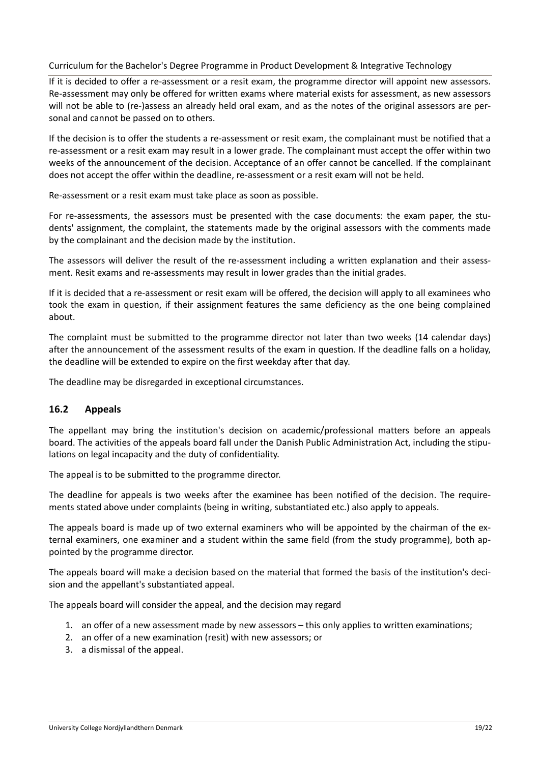If it is decided to offer a re-assessment or a resit exam, the programme director will appoint new assessors. Re-assessment may only be offered for written exams where material exists for assessment, as new assessors will not be able to (re-)assess an already held oral exam, and as the notes of the original assessors are personal and cannot be passed on to others.

If the decision is to offer the students a re-assessment or resit exam, the complainant must be notified that a re-assessment or a resit exam may result in a lower grade. The complainant must accept the offer within two weeks of the announcement of the decision. Acceptance of an offer cannot be cancelled. If the complainant does not accept the offer within the deadline, re-assessment or a resit exam will not be held.

Re-assessment or a resit exam must take place as soon as possible.

For re-assessments, the assessors must be presented with the case documents: the exam paper, the students' assignment, the complaint, the statements made by the original assessors with the comments made by the complainant and the decision made by the institution.

The assessors will deliver the result of the re-assessment including a written explanation and their assessment. Resit exams and re-assessments may result in lower grades than the initial grades.

If it is decided that a re-assessment or resit exam will be offered, the decision will apply to all examinees who took the exam in question, if their assignment features the same deficiency as the one being complained about.

The complaint must be submitted to the programme director not later than two weeks (14 calendar days) after the announcement of the assessment results of the exam in question. If the deadline falls on a holiday, the deadline will be extended to expire on the first weekday after that day.

The deadline may be disregarded in exceptional circumstances.

## 16.2 Appeals

The appellant may bring the institution's decision on academic/professional matters before an appeals board. The activities of the appeals board fall under the Danish Public Administration Act, including the stipulations on legal incapacity and the duty of confidentiality.

The appeal is to be submitted to the programme director.

The deadline for appeals is two weeks after the examinee has been notified of the decision. The requirements stated above under complaints (being in writing, substantiated etc.) also apply to appeals.

The appeals board is made up of two external examiners who will be appointed by the chairman of the external examiners, one examiner and a student within the same field (from the study programme), both appointed by the programme director.

The appeals board will make a decision based on the material that formed the basis of the institution's decision and the appellant's substantiated appeal.

The appeals board will consider the appeal, and the decision may regard

1. an offer of a new assessment made by new assessors – this only applies to written examinations;
2. an offer of a new examination (resit) with new assessors; or
3. a dismissal of the appeal.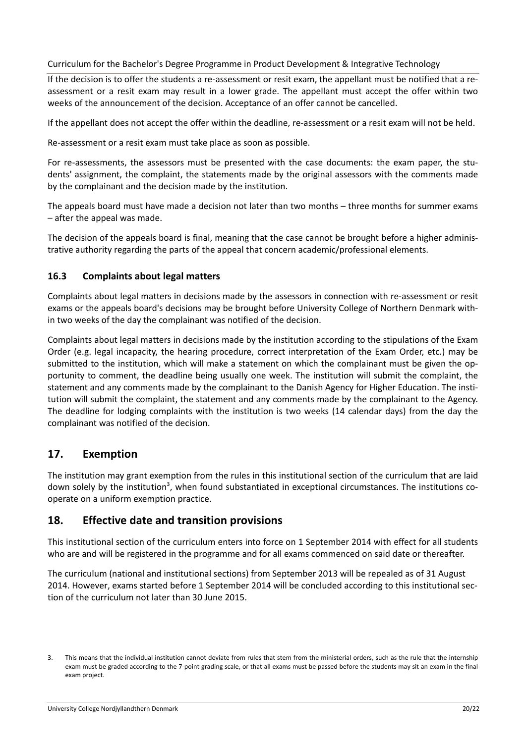If the decision is to offer the students a re-assessment or resit exam, the appellant must be notified that a re-assessment or a resit exam may result in a lower grade. The appellant must accept the offer within two weeks of the announcement of the decision. Acceptance of an offer cannot be cancelled.

If the appellant does not accept the offer within the deadline, re-assessment or a resit exam will not be held.

Re-assessment or a resit exam must take place as soon as possible.

For re-assessments, the assessors must be presented with the case documents: the exam paper, the students' assignment, the complaint, the statements made by the original assessors with the comments made by the complainant and the decision made by the institution.

The appeals board must have made a decision not later than two months – three months for summer exams – after the appeal was made.

The decision of the appeals board is final, meaning that the case cannot be brought before a higher administrative authority regarding the parts of the appeal that concern academic/professional elements.

### 16.3 Complaints about legal matters

Complaints about legal matters in decisions made by the assessors in connection with re-assessment or resit exams or the appeals board's decisions may be brought before University College of Northern Denmark within two weeks of the day the complainant was notified of the decision.

Complaints about legal matters in decisions made by the institution according to the stipulations of the Exam Order (e.g. legal incapacity, the hearing procedure, correct interpretation of the Exam Order, etc.) may be submitted to the institution, which will make a statement on which the complainant must be given the opportunity to comment, the deadline being usually one week. The institution will submit the complaint, the statement and any comments made by the complainant to the Danish Agency for Higher Education. The institution will submit the complaint, the statement and any comments made by the complainant to the Agency. The deadline for lodging complaints with the institution is two weeks (14 calendar days) from the day the complainant was notified of the decision.

## 17. Exemption

The institution may grant exemption from the rules in this institutional section of the curriculum that are laid down solely by the institution[3], when found substantiated in exceptional circumstances. The institutions cooperate on a uniform exemption practice.

## 18. Effective date and transition provisions

This institutional section of the curriculum enters into force on 1 September 2014 with effect for all students who are and will be registered in the programme and for all exams commenced on said date or thereafter.

The curriculum (national and institutional sections) from September 2013 will be repealed as of 31 August 2014. However, exams started before 1 September 2014 will be concluded according to this institutional section of the curriculum not later than 30 June 2015.

3. This means that the individual institution cannot deviate from rules that stem from the ministerial orders, such as the rule that the internship exam must be graded according to the 7-point grading scale, or that all exams must be passed before the students may sit an exam in the final exam project.